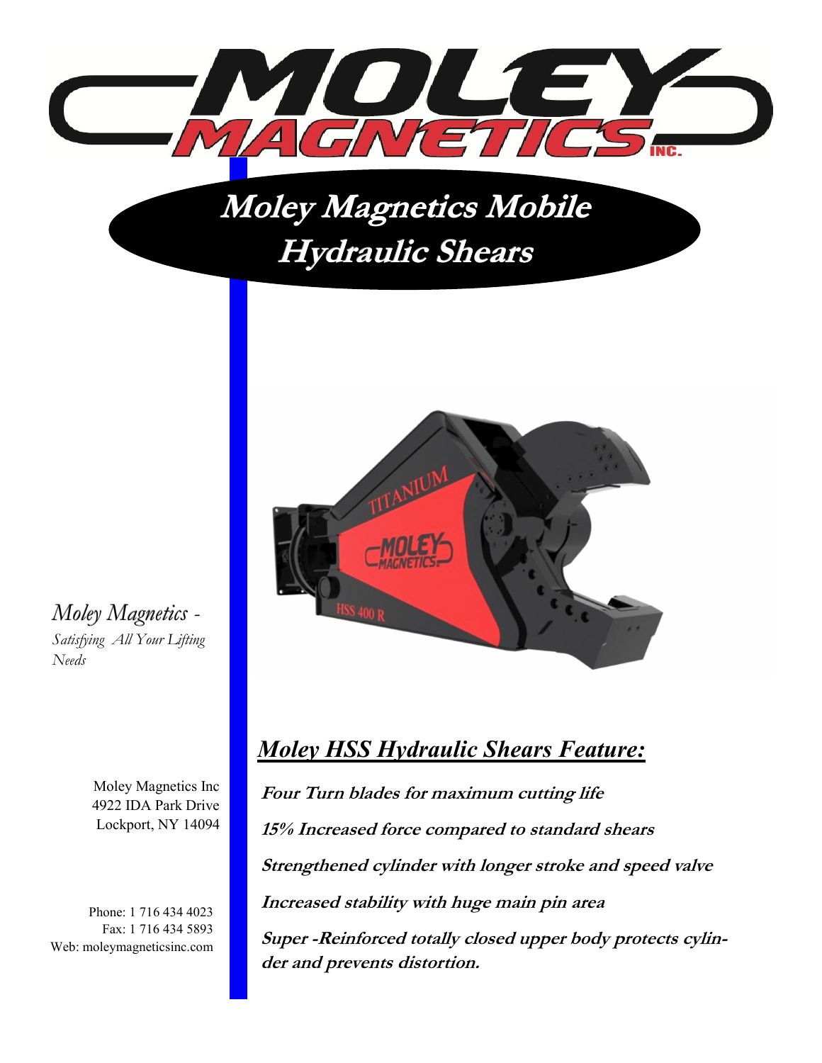# Moley Magnetics Mobile Hydraulic Shears

*Moley Magnetics - Satisfying All Your Lifting Needs*

Moley Magnetics Inc
4922 IDA Park Drive
Lockport, NY 14094

Phone: 1 716 434 4023
Fax: 1 716 434 5893
Web: moleymagneticsinc.com

## *Moley HSS Hydraulic Shears Feature:*

***Four Turn blades for maximum cutting life***

***15% Increased force compared to standard shears***

***Strengthened cylinder with longer stroke and speed valve***

***Increased stability with huge main pin area***

***Super -Reinforced totally closed upper body protects cylinder and prevents distortion.***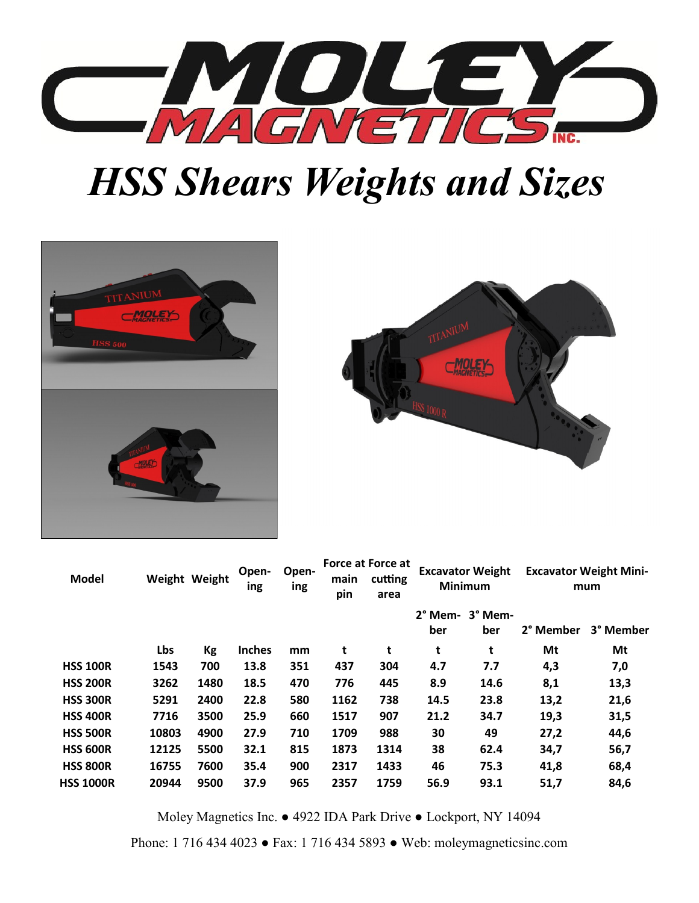# HSS Shears Weights and Sizes

| Model | Weight | Weight | Opening | Opening | Force at main pin | Force at cutting area | Excavator Weight Minimum | | Excavator Weight Minimum | |
|---|---|---|---|---|---|---|---|---|---|---|
| | | | | | | | 2° Member | 3° Member | 2° Member | 3° Member |
| | Lbs | Kg | Inches | mm | t | t | t | t | Mt | Mt |
| HSS 100R | 1543 | 700 | 13.8 | 351 | 437 | 304 | 4.7 | 7.7 | 4,3 | 7,0 |
| HSS 200R | 3262 | 1480 | 18.5 | 470 | 776 | 445 | 8.9 | 14.6 | 8,1 | 13,3 |
| HSS 300R | 5291 | 2400 | 22.8 | 580 | 1162 | 738 | 14.5 | 23.8 | 13,2 | 21,6 |
| HSS 400R | 7716 | 3500 | 25.9 | 660 | 1517 | 907 | 21.2 | 34.7 | 19,3 | 31,5 |
| HSS 500R | 10803 | 4900 | 27.9 | 710 | 1709 | 988 | 30 | 49 | 27,2 | 44,6 |
| HSS 600R | 12125 | 5500 | 32.1 | 815 | 1873 | 1314 | 38 | 62.4 | 34,7 | 56,7 |
| HSS 800R | 16755 | 7600 | 35.4 | 900 | 2317 | 1433 | 46 | 75.3 | 41,8 | 68,4 |
| HSS 1000R | 20944 | 9500 | 37.9 | 965 | 2357 | 1759 | 56.9 | 93.1 | 51,7 | 84,6 |

Moley Magnetics Inc. ● 4922 IDA Park Drive ● Lockport, NY 14094

Phone: 1 716 434 4023 ● Fax: 1 716 434 5893 ● Web: moleymagneticsinc.com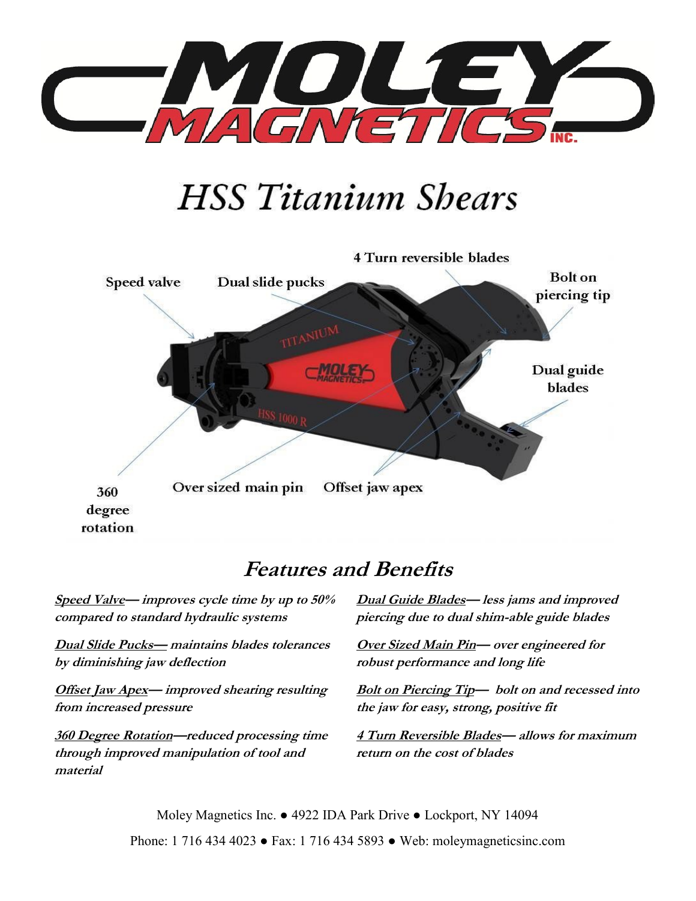# HSS Titanium Shears

4 Turn reversible blades

Speed valve

Dual slide pucks

Bolt on piercing tip

Dual guide blades

360 degree rotation

Over sized main pin

Offset jaw apex

## Features and Benefits

***Speed Valve*— improves cycle time by up to 50% compared to standard hydraulic systems**

***Dual Slide Pucks*— maintains blades tolerances by diminishing jaw deflection**

***Offset Jaw Apex*— improved shearing resulting from increased pressure**

***360 Degree Rotation*—reduced processing time through improved manipulation of tool and material**

***Dual Guide Blades*— less jams and improved piercing due to dual shim-able guide blades**

***Over Sized Main Pin*— over engineered for robust performance and long life**

***Bolt on Piercing Tip*— bolt on and recessed into the jaw for easy, strong, positive fit**

***4 Turn Reversible Blades*— allows for maximum return on the cost of blades**

Moley Magnetics Inc. ● 4922 IDA Park Drive ● Lockport, NY 14094

Phone: 1 716 434 4023 ● Fax: 1 716 434 5893 ● Web: moleymagneticsinc.com